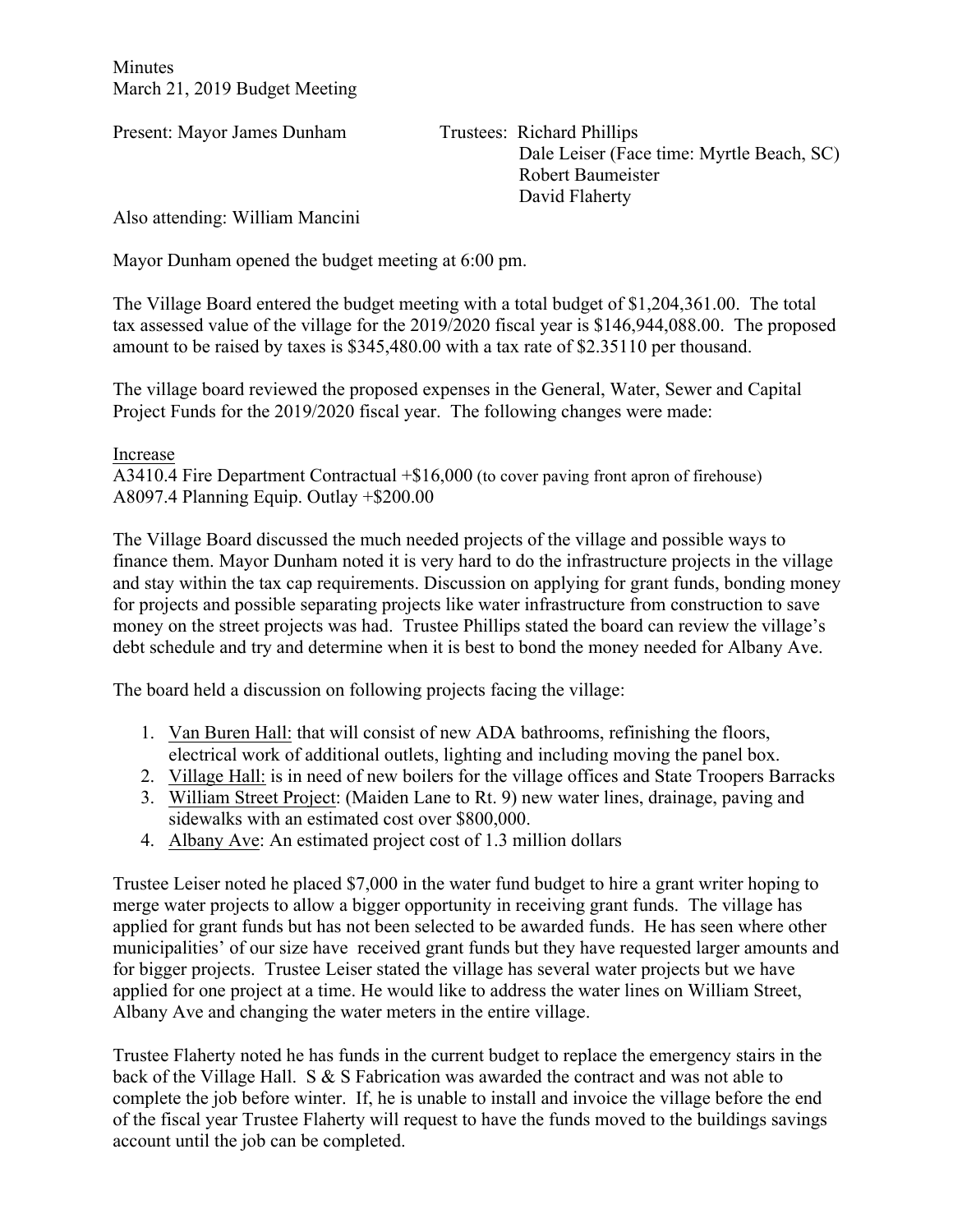Minutes
March 21, 2019 Budget Meeting

Present: Mayor James Dunham

Trustees: Richard Phillips
Dale Leiser (Face time: Myrtle Beach, SC)
Robert Baumeister
David Flaherty

Also attending: William Mancini

Mayor Dunham opened the budget meeting at 6:00 pm.

The Village Board entered the budget meeting with a total budget of $1,204,361.00. The total tax assessed value of the village for the 2019/2020 fiscal year is $146,944,088.00. The proposed amount to be raised by taxes is $345,480.00 with a tax rate of $2.35110 per thousand.

The village board reviewed the proposed expenses in the General, Water, Sewer and Capital Project Funds for the 2019/2020 fiscal year. The following changes were made:

Increase
A3410.4 Fire Department Contractual +$16,000 (to cover paving front apron of firehouse)
A8097.4 Planning Equip. Outlay +$200.00

The Village Board discussed the much needed projects of the village and possible ways to finance them. Mayor Dunham noted it is very hard to do the infrastructure projects in the village and stay within the tax cap requirements. Discussion on applying for grant funds, bonding money for projects and possible separating projects like water infrastructure from construction to save money on the street projects was had. Trustee Phillips stated the board can review the village's debt schedule and try and determine when it is best to bond the money needed for Albany Ave.

The board held a discussion on following projects facing the village:

1. Van Buren Hall: that will consist of new ADA bathrooms, refinishing the floors, electrical work of additional outlets, lighting and including moving the panel box.
2. Village Hall: is in need of new boilers for the village offices and State Troopers Barracks
3. William Street Project: (Maiden Lane to Rt. 9) new water lines, drainage, paving and sidewalks with an estimated cost over $800,000.
4. Albany Ave: An estimated project cost of 1.3 million dollars

Trustee Leiser noted he placed $7,000 in the water fund budget to hire a grant writer hoping to merge water projects to allow a bigger opportunity in receiving grant funds. The village has applied for grant funds but has not been selected to be awarded funds. He has seen where other municipalities' of our size have received grant funds but they have requested larger amounts and for bigger projects. Trustee Leiser stated the village has several water projects but we have applied for one project at a time. He would like to address the water lines on William Street, Albany Ave and changing the water meters in the entire village.

Trustee Flaherty noted he has funds in the current budget to replace the emergency stairs in the back of the Village Hall. S & S Fabrication was awarded the contract and was not able to complete the job before winter. If, he is unable to install and invoice the village before the end of the fiscal year Trustee Flaherty will request to have the funds moved to the buildings savings account until the job can be completed.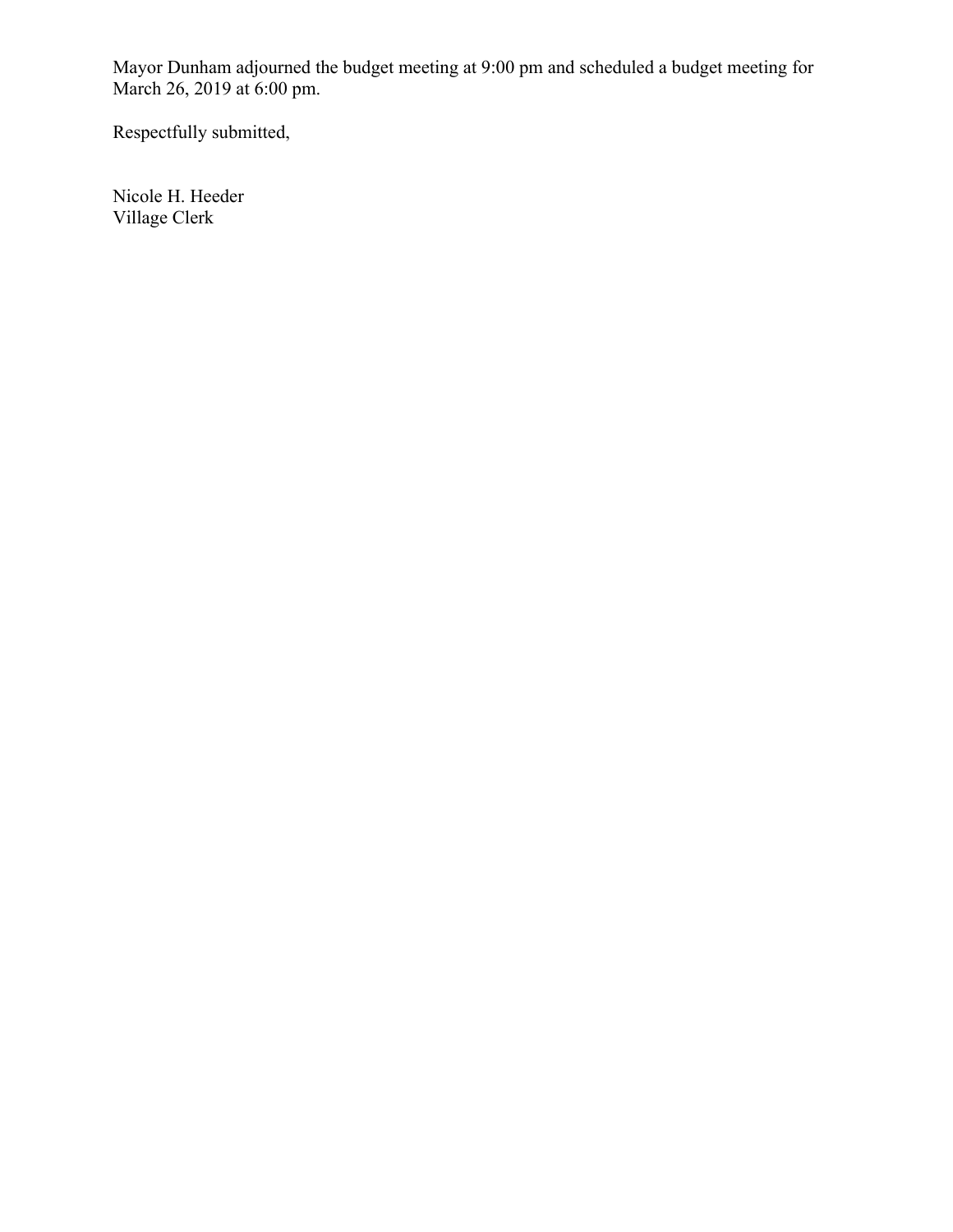Mayor Dunham adjourned the budget meeting at 9:00 pm and scheduled a budget meeting for March 26, 2019 at 6:00 pm.

Respectfully submitted,

Nicole H. Heeder
Village Clerk